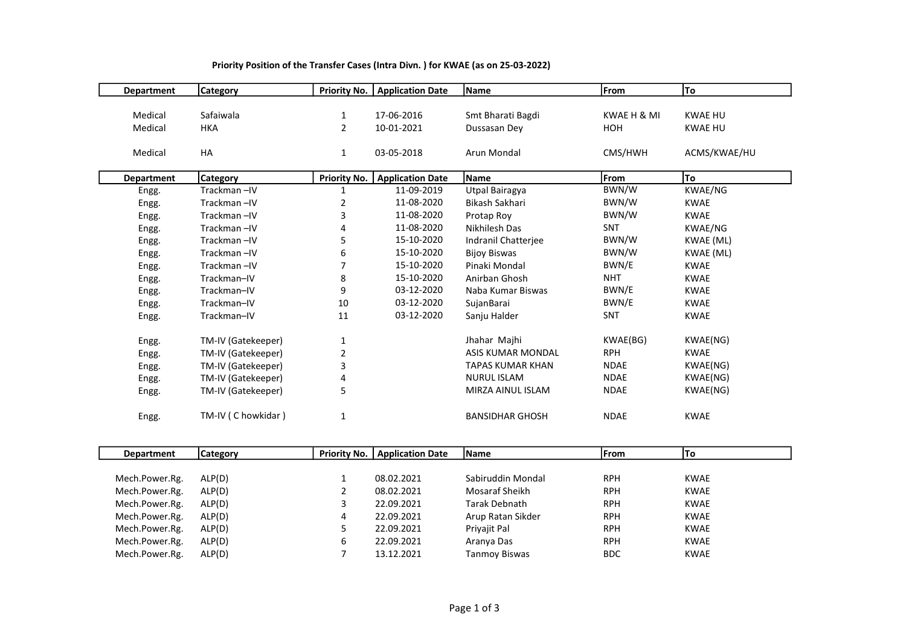**Priority Position of the Transfer Cases (Intra Divn. ) for KWAE (as on 25-03-2022)**

| Department | Category | Priority No. | Application Date | Name | From | To |
|---|---|---|---|---|---|---|
| Medical | Safaiwala | 1 | 17-06-2016 | Smt Bharati Bagdi | KWAE H & MI | KWAE HU |
| Medical | HKA | 2 | 10-01-2021 | Dussasan Dey | HOH | KWAE HU |
| Medical | HA | 1 | 03-05-2018 | Arun Mondal | CMS/HWH | ACMS/KWAE/HU |

| Department | Category | Priority No. | Application Date | Name | From | To |
|---|---|---|---|---|---|---|
| Engg. | Trackman –IV | 1 | 11-09-2019 | Utpal Bairagya | BWN/W | KWAE/NG |
| Engg. | Trackman –IV | 2 | 11-08-2020 | Bikash Sakhari | BWN/W | KWAE |
| Engg. | Trackman –IV | 3 | 11-08-2020 | Protap Roy | BWN/W | KWAE |
| Engg. | Trackman –IV | 4 | 11-08-2020 | Nikhilesh Das | SNT | KWAE/NG |
| Engg. | Trackman –IV | 5 | 15-10-2020 | Indranil Chatterjee | BWN/W | KWAE (ML) |
| Engg. | Trackman –IV | 6 | 15-10-2020 | Bijoy Biswas | BWN/W | KWAE (ML) |
| Engg. | Trackman –IV | 7 | 15-10-2020 | Pinaki Mondal | BWN/E | KWAE |
| Engg. | Trackman–IV | 8 | 15-10-2020 | Anirban Ghosh | NHT | KWAE |
| Engg. | Trackman–IV | 9 | 03-12-2020 | Naba Kumar Biswas | BWN/E | KWAE |
| Engg. | Trackman–IV | 10 | 03-12-2020 | SujanBarai | BWN/E | KWAE |
| Engg. | Trackman–IV | 11 | 03-12-2020 | Sanju Halder | SNT | KWAE |
| Engg. | TM-IV (Gatekeeper) | 1 | | Jhahar Majhi | KWAE(BG) | KWAE(NG) |
| Engg. | TM-IV (Gatekeeper) | 2 | | ASIS KUMAR MONDAL | RPH | KWAE |
| Engg. | TM-IV (Gatekeeper) | 3 | | TAPAS KUMAR KHAN | NDAE | KWAE(NG) |
| Engg. | TM-IV (Gatekeeper) | 4 | | NURUL ISLAM | NDAE | KWAE(NG) |
| Engg. | TM-IV (Gatekeeper) | 5 | | MIRZA AINUL ISLAM | NDAE | KWAE(NG) |
| Engg. | TM-IV ( C howkidar ) | 1 | | BANSIDHAR GHOSH | NDAE | KWAE |

| Department | Category | Priority No. | Application Date | Name | From | To |
|---|---|---|---|---|---|---|
| Mech.Power.Rg. | ALP(D) | 1 | 08.02.2021 | Sabiruddin Mondal | RPH | KWAE |
| Mech.Power.Rg. | ALP(D) | 2 | 08.02.2021 | Mosaraf Sheikh | RPH | KWAE |
| Mech.Power.Rg. | ALP(D) | 3 | 22.09.2021 | Tarak Debnath | RPH | KWAE |
| Mech.Power.Rg. | ALP(D) | 4 | 22.09.2021 | Arup Ratan Sikder | RPH | KWAE |
| Mech.Power.Rg. | ALP(D) | 5 | 22.09.2021 | Priyajit Pal | RPH | KWAE |
| Mech.Power.Rg. | ALP(D) | 6 | 22.09.2021 | Aranya Das | RPH | KWAE |
| Mech.Power.Rg. | ALP(D) | 7 | 13.12.2021 | Tanmoy Biswas | BDC | KWAE |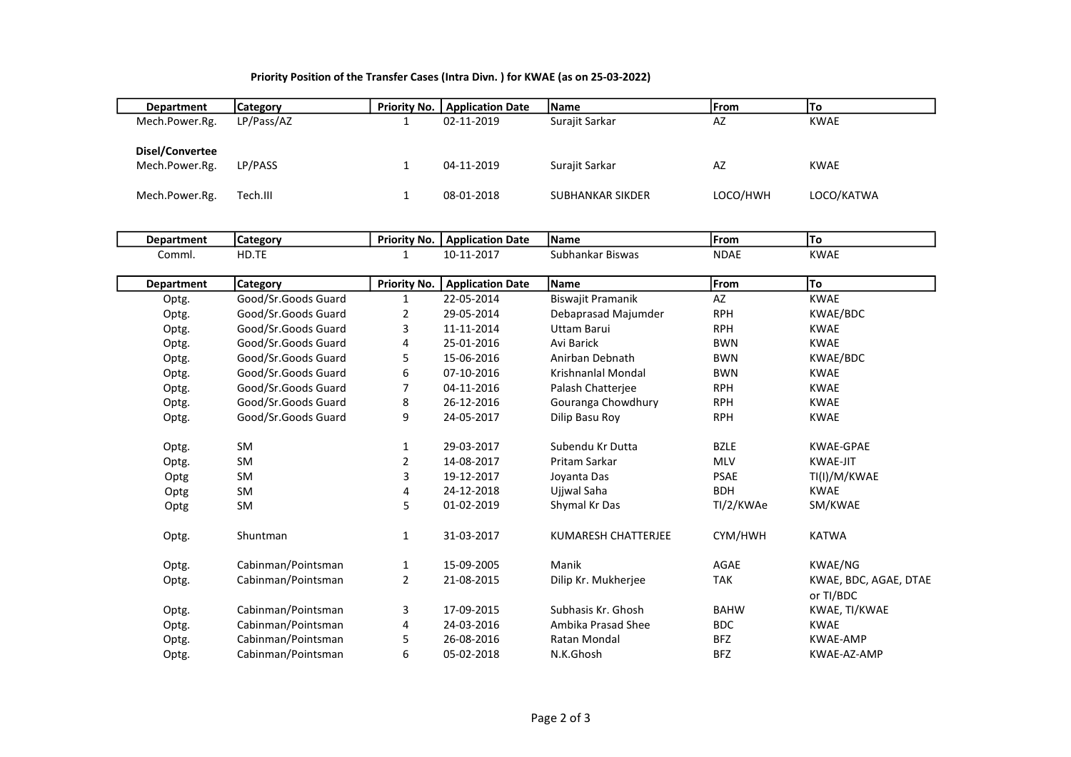**Priority Position of the Transfer Cases (Intra Divn. ) for KWAE (as on 25-03-2022)**

| Department | Category | Priority No. | Application Date | Name | From | To |
|---|---|---|---|---|---|---|
| Mech.Power.Rg. | LP/Pass/AZ | 1 | 02-11-2019 | Surajit Sarkar | AZ | KWAE |
| **Disel/Convertee** | | | | | | |
| Mech.Power.Rg. | LP/PASS | 1 | 04-11-2019 | Surajit Sarkar | AZ | KWAE |
| Mech.Power.Rg. | Tech.III | 1 | 08-01-2018 | SUBHANKAR SIKDER | LOCO/HWH | LOCO/KATWA |

| Department | Category | Priority No. | Application Date | Name | From | To |
|---|---|---|---|---|---|---|
| Comml. | HD.TE | 1 | 10-11-2017 | Subhankar Biswas | NDAE | KWAE |

| Department | Category | Priority No. | Application Date | Name | From | To |
|---|---|---|---|---|---|---|
| Optg. | Good/Sr.Goods Guard | 1 | 22-05-2014 | Biswajit Pramanik | AZ | KWAE |
| Optg. | Good/Sr.Goods Guard | 2 | 29-05-2014 | Debaprasad Majumder | RPH | KWAE/BDC |
| Optg. | Good/Sr.Goods Guard | 3 | 11-11-2014 | Uttam Barui | RPH | KWAE |
| Optg. | Good/Sr.Goods Guard | 4 | 25-01-2016 | Avi Barick | BWN | KWAE |
| Optg. | Good/Sr.Goods Guard | 5 | 15-06-2016 | Anirban Debnath | BWN | KWAE/BDC |
| Optg. | Good/Sr.Goods Guard | 6 | 07-10-2016 | Krishnanlal Mondal | BWN | KWAE |
| Optg. | Good/Sr.Goods Guard | 7 | 04-11-2016 | Palash Chatterjee | RPH | KWAE |
| Optg. | Good/Sr.Goods Guard | 8 | 26-12-2016 | Gouranga Chowdhury | RPH | KWAE |
| Optg. | Good/Sr.Goods Guard | 9 | 24-05-2017 | Dilip Basu Roy | RPH | KWAE |
| Optg. | SM | 1 | 29-03-2017 | Subendu Kr Dutta | BZLE | KWAE-GPAE |
| Optg. | SM | 2 | 14-08-2017 | Pritam Sarkar | MLV | KWAE-JIT |
| Optg | SM | 3 | 19-12-2017 | Joyanta Das | PSAE | TI(I)/M/KWAE |
| Optg | SM | 4 | 24-12-2018 | Ujjwal Saha | BDH | KWAE |
| Optg | SM | 5 | 01-02-2019 | Shymal Kr Das | TI/2/KWAe | SM/KWAE |
| Optg. | Shuntman | 1 | 31-03-2017 | KUMARESH CHATTERJEE | CYM/HWH | KATWA |
| Optg. | Cabinman/Pointsman | 1 | 15-09-2005 | Manik | AGAE | KWAE/NG |
| Optg. | Cabinman/Pointsman | 2 | 21-08-2015 | Dilip Kr. Mukherjee | TAK | KWAE, BDC, AGAE, DTAE or TI/BDC |
| Optg. | Cabinman/Pointsman | 3 | 17-09-2015 | Subhasis Kr. Ghosh | BAHW | KWAE, TI/KWAE |
| Optg. | Cabinman/Pointsman | 4 | 24-03-2016 | Ambika Prasad Shee | BDC | KWAE |
| Optg. | Cabinman/Pointsman | 5 | 26-08-2016 | Ratan Mondal | BFZ | KWAE-AMP |
| Optg. | Cabinman/Pointsman | 6 | 05-02-2018 | N.K.Ghosh | BFZ | KWAE-AZ-AMP |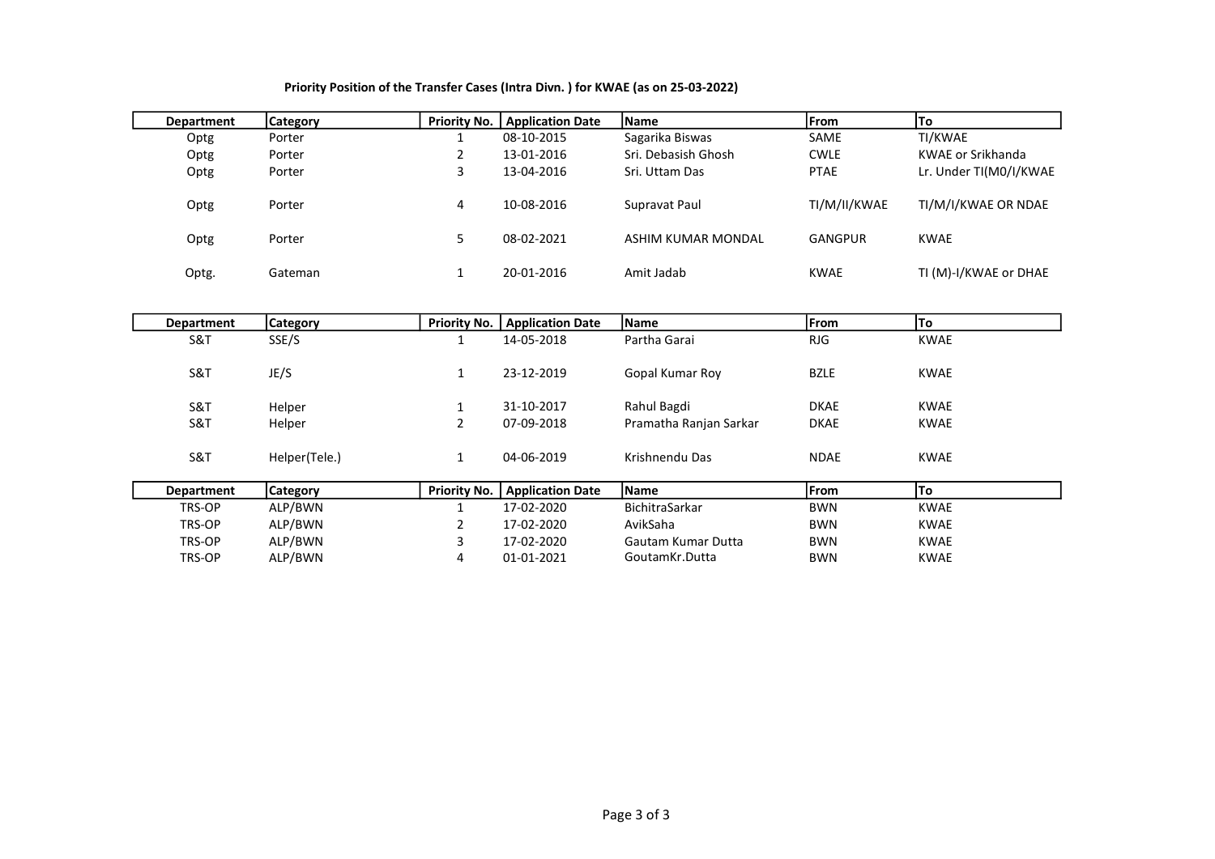**Priority Position of the Transfer Cases (Intra Divn. ) for KWAE (as on 25-03-2022)**

| Department | Category | Priority No. | Application Date | Name | From | To |
|---|---|---|---|---|---|---|
| Optg | Porter | 1 | 08-10-2015 | Sagarika Biswas | SAME | TI/KWAE |
| Optg | Porter | 2 | 13-01-2016 | Sri. Debasish Ghosh | CWLE | KWAE or Srikhanda |
| Optg | Porter | 3 | 13-04-2016 | Sri. Uttam Das | PTAE | Lr. Under TI(M0/I/KWAE |
| Optg | Porter | 4 | 10-08-2016 | Supravat Paul | TI/M/II/KWAE | TI/M/I/KWAE OR NDAE |
| Optg | Porter | 5 | 08-02-2021 | ASHIM KUMAR MONDAL | GANGPUR | KWAE |
| Optg. | Gateman | 1 | 20-01-2016 | Amit Jadab | KWAE | TI (M)-I/KWAE or DHAE |

| Department | Category | Priority No. | Application Date | Name | From | To |
|---|---|---|---|---|---|---|
| S&T | SSE/S | 1 | 14-05-2018 | Partha Garai | RJG | KWAE |
| S&T | JE/S | 1 | 23-12-2019 | Gopal Kumar Roy | BZLE | KWAE |
| S&T | Helper | 1 | 31-10-2017 | Rahul Bagdi | DKAE | KWAE |
| S&T | Helper | 2 | 07-09-2018 | Pramatha Ranjan Sarkar | DKAE | KWAE |
| S&T | Helper(Tele.) | 1 | 04-06-2019 | Krishnendu Das | NDAE | KWAE |

| Department | Category | Priority No. | Application Date | Name | From | To |
|---|---|---|---|---|---|---|
| TRS-OP | ALP/BWN | 1 | 17-02-2020 | BichitraSarkar | BWN | KWAE |
| TRS-OP | ALP/BWN | 2 | 17-02-2020 | AvikSaha | BWN | KWAE |
| TRS-OP | ALP/BWN | 3 | 17-02-2020 | Gautam Kumar Dutta | BWN | KWAE |
| TRS-OP | ALP/BWN | 4 | 01-01-2021 | GoutamKr.Dutta | BWN | KWAE |